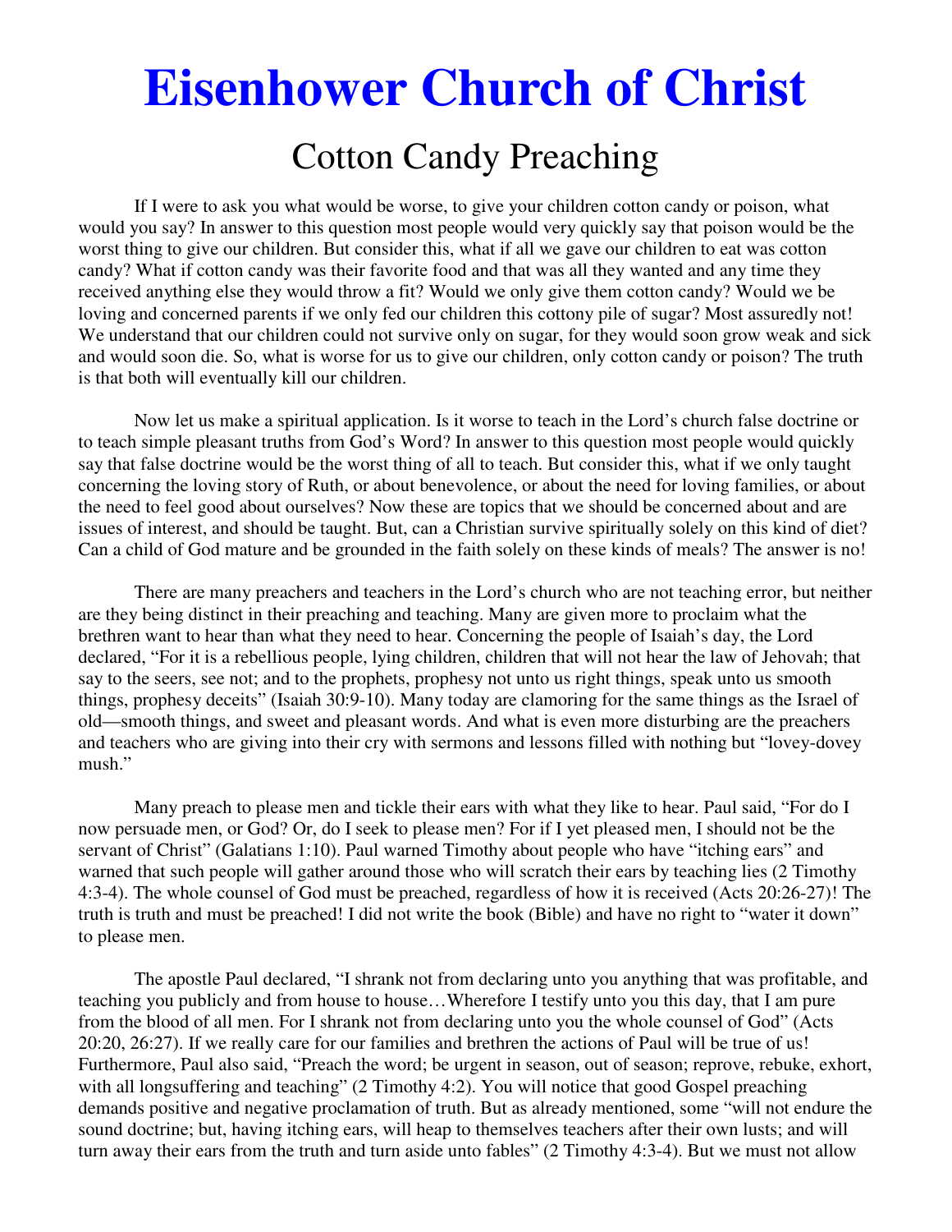# Eisenhower Church of Christ

## Cotton Candy Preaching

If I were to ask you what would be worse, to give your children cotton candy or poison, what would you say? In answer to this question most people would very quickly say that poison would be the worst thing to give our children. But consider this, what if all we gave our children to eat was cotton candy? What if cotton candy was their favorite food and that was all they wanted and any time they received anything else they would throw a fit? Would we only give them cotton candy? Would we be loving and concerned parents if we only fed our children this cottony pile of sugar? Most assuredly not! We understand that our children could not survive only on sugar, for they would soon grow weak and sick and would soon die. So, what is worse for us to give our children, only cotton candy or poison? The truth is that both will eventually kill our children.

Now let us make a spiritual application. Is it worse to teach in the Lord's church false doctrine or to teach simple pleasant truths from God's Word? In answer to this question most people would quickly say that false doctrine would be the worst thing of all to teach. But consider this, what if we only taught concerning the loving story of Ruth, or about benevolence, or about the need for loving families, or about the need to feel good about ourselves? Now these are topics that we should be concerned about and are issues of interest, and should be taught. But, can a Christian survive spiritually solely on this kind of diet? Can a child of God mature and be grounded in the faith solely on these kinds of meals? The answer is no!

There are many preachers and teachers in the Lord's church who are not teaching error, but neither are they being distinct in their preaching and teaching. Many are given more to proclaim what the brethren want to hear than what they need to hear. Concerning the people of Isaiah's day, the Lord declared, "For it is a rebellious people, lying children, children that will not hear the law of Jehovah; that say to the seers, see not; and to the prophets, prophesy not unto us right things, speak unto us smooth things, prophesy deceits" (Isaiah 30:9-10). Many today are clamoring for the same things as the Israel of old—smooth things, and sweet and pleasant words. And what is even more disturbing are the preachers and teachers who are giving into their cry with sermons and lessons filled with nothing but "lovey-dovey mush."

Many preach to please men and tickle their ears with what they like to hear. Paul said, "For do I now persuade men, or God? Or, do I seek to please men? For if I yet pleased men, I should not be the servant of Christ" (Galatians 1:10). Paul warned Timothy about people who have "itching ears" and warned that such people will gather around those who will scratch their ears by teaching lies (2 Timothy 4:3-4). The whole counsel of God must be preached, regardless of how it is received (Acts 20:26-27)! The truth is truth and must be preached! I did not write the book (Bible) and have no right to "water it down" to please men.

The apostle Paul declared, "I shrank not from declaring unto you anything that was profitable, and teaching you publicly and from house to house…Wherefore I testify unto you this day, that I am pure from the blood of all men. For I shrank not from declaring unto you the whole counsel of God" (Acts 20:20, 26:27). If we really care for our families and brethren the actions of Paul will be true of us! Furthermore, Paul also said, "Preach the word; be urgent in season, out of season; reprove, rebuke, exhort, with all longsuffering and teaching" (2 Timothy 4:2). You will notice that good Gospel preaching demands positive and negative proclamation of truth. But as already mentioned, some "will not endure the sound doctrine; but, having itching ears, will heap to themselves teachers after their own lusts; and will turn away their ears from the truth and turn aside unto fables" (2 Timothy 4:3-4). But we must not allow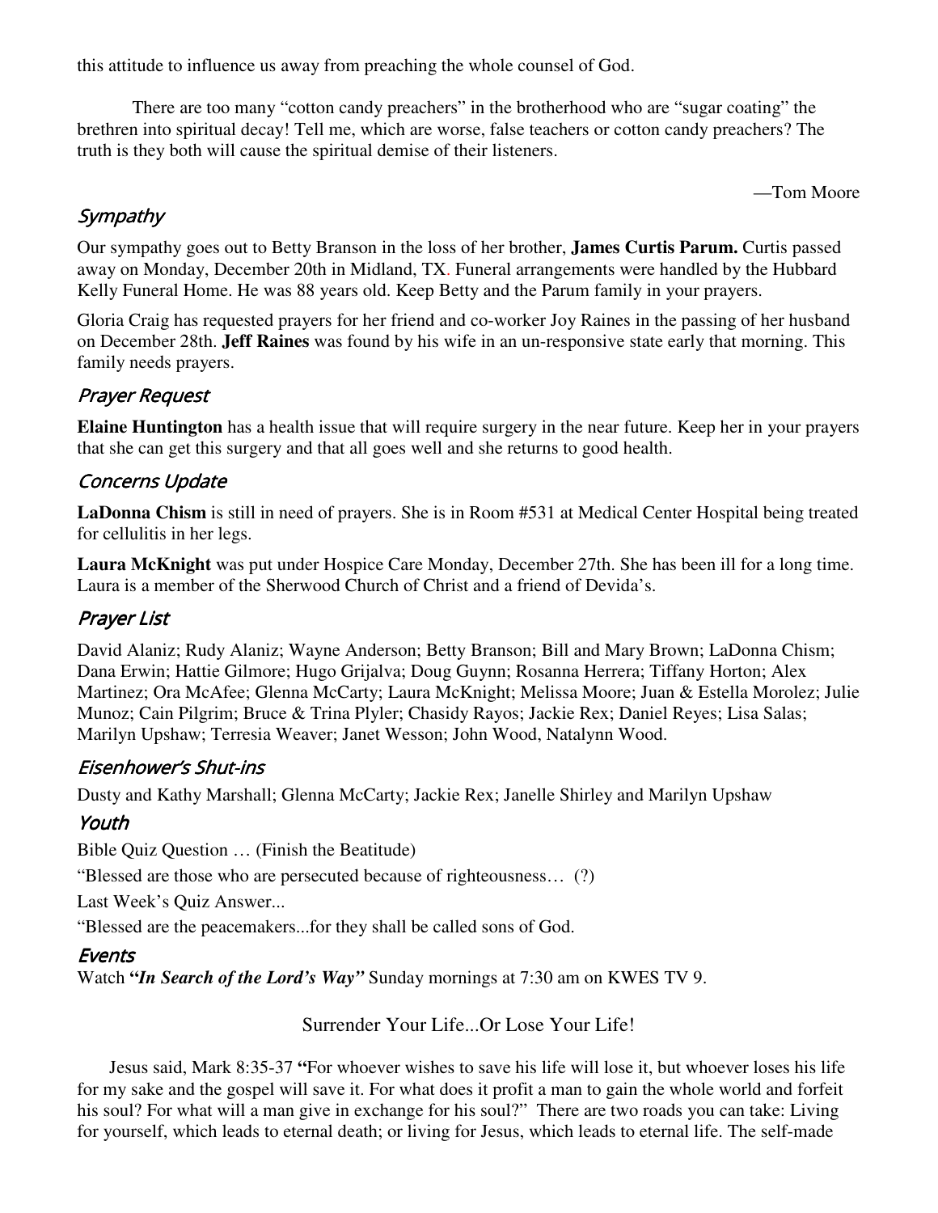this attitude to influence us away from preaching the whole counsel of God.

There are too many "cotton candy preachers" in the brotherhood who are "sugar coating" the brethren into spiritual decay! Tell me, which are worse, false teachers or cotton candy preachers? The truth is they both will cause the spiritual demise of their listeners.

—Tom Moore

## *Sympathy*

Our sympathy goes out to Betty Branson in the loss of her brother, **James Curtis Parum.** Curtis passed away on Monday, December 20th in Midland, TX. Funeral arrangements were handled by the Hubbard Kelly Funeral Home. He was 88 years old. Keep Betty and the Parum family in your prayers.

Gloria Craig has requested prayers for her friend and co-worker Joy Raines in the passing of her husband on December 28th. **Jeff Raines** was found by his wife in an un-responsive state early that morning. This family needs prayers.

## *Prayer Request*

**Elaine Huntington** has a health issue that will require surgery in the near future. Keep her in your prayers that she can get this surgery and that all goes well and she returns to good health.

## *Concerns Update*

**LaDonna Chism** is still in need of prayers. She is in Room #531 at Medical Center Hospital being treated for cellulitis in her legs.

**Laura McKnight** was put under Hospice Care Monday, December 27th. She has been ill for a long time. Laura is a member of the Sherwood Church of Christ and a friend of Devida's.

## *Prayer List*

David Alaniz; Rudy Alaniz; Wayne Anderson; Betty Branson; Bill and Mary Brown; LaDonna Chism; Dana Erwin; Hattie Gilmore; Hugo Grijalva; Doug Guynn; Rosanna Herrera; Tiffany Horton; Alex Martinez; Ora McAfee; Glenna McCarty; Laura McKnight; Melissa Moore; Juan & Estella Morolez; Julie Munoz; Cain Pilgrim; Bruce & Trina Plyler; Chasidy Rayos; Jackie Rex; Daniel Reyes; Lisa Salas; Marilyn Upshaw; Terresia Weaver; Janet Wesson; John Wood, Natalynn Wood.

## *Eisenhower's Shut-ins*

Dusty and Kathy Marshall; Glenna McCarty; Jackie Rex; Janelle Shirley and Marilyn Upshaw

## *Youth*

Bible Quiz Question … (Finish the Beatitude)

"Blessed are those who are persecuted because of righteousness… (?)

Last Week's Quiz Answer...

"Blessed are the peacemakers...for they shall be called sons of God.

## *Events*

Watch **"*In Search of the Lord's Way"*** Sunday mornings at 7:30 am on KWES TV 9.

Surrender Your Life...Or Lose Your Life!

Jesus said, Mark 8:35-37 **"**For whoever wishes to save his life will lose it, but whoever loses his life for my sake and the gospel will save it. For what does it profit a man to gain the whole world and forfeit his soul? For what will a man give in exchange for his soul?" There are two roads you can take: Living for yourself, which leads to eternal death; or living for Jesus, which leads to eternal life. The self-made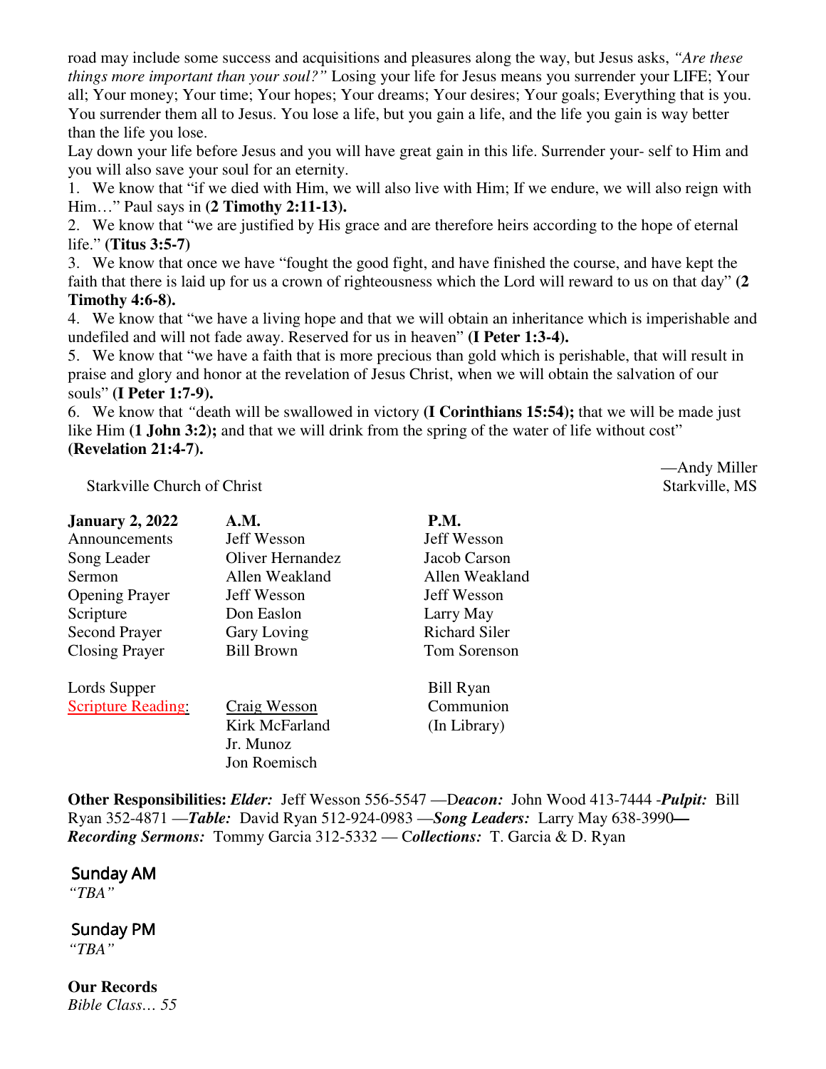road may include some success and acquisitions and pleasures along the way, but Jesus asks, *"Are these things more important than your soul?"* Losing your life for Jesus means you surrender your LIFE; Your all; Your money; Your time; Your hopes; Your dreams; Your desires; Your goals; Everything that is you. You surrender them all to Jesus. You lose a life, but you gain a life, and the life you gain is way better than the life you lose.

Lay down your life before Jesus and you will have great gain in this life. Surrender your- self to Him and you will also save your soul for an eternity.

1. We know that "if we died with Him, we will also live with Him; If we endure, we will also reign with Him…" Paul says in **(2 Timothy 2:11-13).**
2. We know that "we are justified by His grace and are therefore heirs according to the hope of eternal life." **(Titus 3:5-7)**
3. We know that once we have "fought the good fight, and have finished the course, and have kept the faith that there is laid up for us a crown of righteousness which the Lord will reward to us on that day" **(2 Timothy 4:6-8).**
4. We know that "we have a living hope and that we will obtain an inheritance which is imperishable and undefiled and will not fade away. Reserved for us in heaven" **(I Peter 1:3-4).**
5. We know that "we have a faith that is more precious than gold which is perishable, that will result in praise and glory and honor at the revelation of Jesus Christ, when we will obtain the salvation of our souls" **(I Peter 1:7-9).**
6. We know that "death will be swallowed in victory **(I Corinthians 15:54);** that we will be made just like Him **(1 John 3:2);** and that we will drink from the spring of the water of life without cost" **(Revelation 21:4-7).**

—Andy Miller
Starkville Church of Christ Starkville, MS

| **January 2, 2022** | **A.M.** | **P.M.** |
|---|---|---|
| Announcements | Jeff Wesson | Jeff Wesson |
| Song Leader | Oliver Hernandez | Jacob Carson |
| Sermon | Allen Weakland | Allen Weakland |
| Opening Prayer | Jeff Wesson | Jeff Wesson |
| Scripture | Don Easlon | Larry May |
| Second Prayer | Gary Loving | Richard Siler |
| Closing Prayer | Bill Brown | Tom Sorenson |
| Lords Supper | | Bill Ryan |
| Scripture Reading: | Craig Wesson | Communion |
| | Kirk McFarland | (In Library) |
| | Jr. Munoz | |
| | Jon Roemisch | |

**Other Responsibilities:** ***Elder:*** Jeff Wesson 556-5547 —D***eacon:*** John Wood 413-7444 -***Pulpit:*** Bill Ryan 352-4871 —***Table:*** David Ryan 512-924-0983 —***Song Leaders:*** Larry May 638-3990— ***Recording Sermons:*** Tommy Garcia 312-5332 — C***ollections:*** T. Garcia & D. Ryan

## Sunday AM
*"TBA"*

## Sunday PM
*"TBA"*

**Our Records**
*Bible Class… 55*